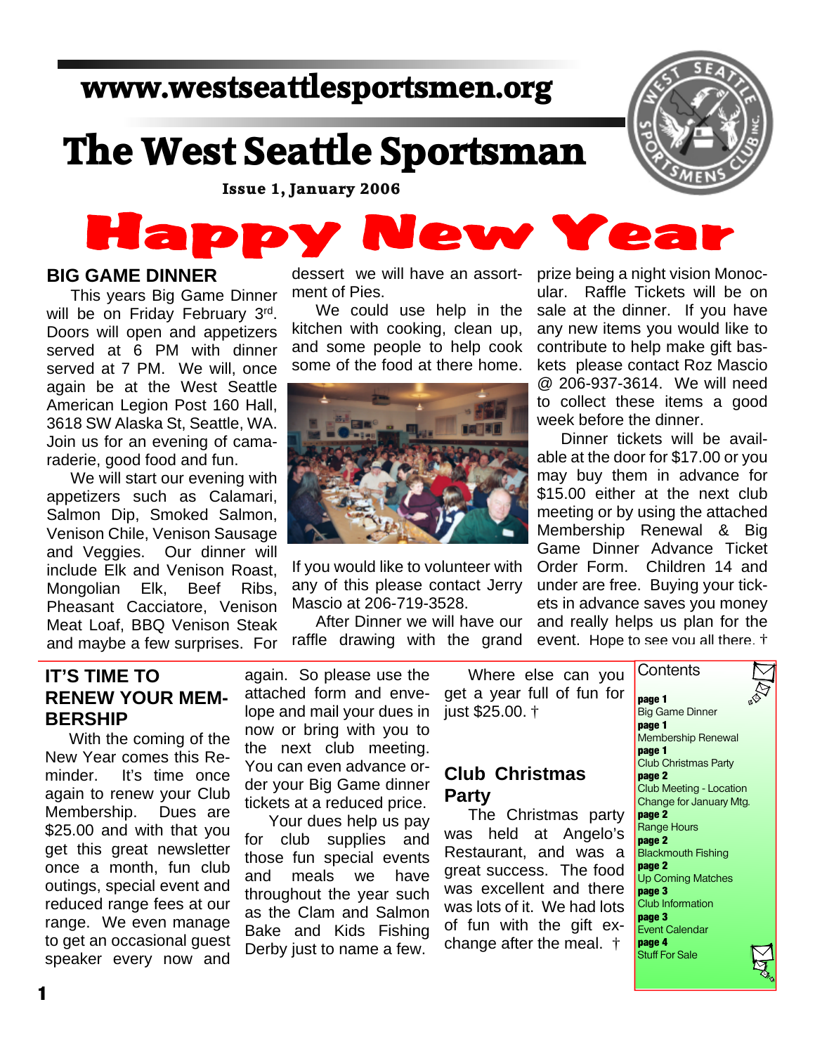www.westseattlesportsmen.org

# The West Seattle Sportsman

**Issue 1, January 2006**

# Happy New Year

## BIG GAME DINNER

This years Big Game Dinner will be on Friday February 3rd. Doors will open and appetizers served at 6 PM with dinner served at 7 PM. We will, once again be at the West Seattle American Legion Post 160 Hall, 3618 SW Alaska St, Seattle, WA. Join us for an evening of camaraderie, good food and fun.

We will start our evening with appetizers such as Calamari, Salmon Dip, Smoked Salmon, Venison Chile, Venison Sausage and Veggies. Our dinner will include Elk and Venison Roast, Mongolian Elk, Beef Ribs, Pheasant Cacciatore, Venison Meat Loaf, BBQ Venison Steak and maybe a few surprises. For dessert we will have an assortment of Pies.

We could use help in the kitchen with cooking, clean up, and some people to help cook some of the food at there home.

If you would like to volunteer with any of this please contact Jerry Mascio at 206-719-3528.

After Dinner we will have our raffle drawing with the grand prize being a night vision Monocular. Raffle Tickets will be on sale at the dinner. If you have any new items you would like to contribute to help make gift baskets please contact Roz Mascio @ 206-937-3614. We will need to collect these items a good week before the dinner.

Dinner tickets will be available at the door for $17.00 or you may buy them in advance for $15.00 either at the next club meeting or by using the attached Membership Renewal & Big Game Dinner Advance Ticket Order Form. Children 14 and under are free. Buying your tickets in advance saves you money and really helps us plan for the event. Hope to see you all there. †

## IT'S TIME TO RENEW YOUR MEMBERSHIP

With the coming of the New Year comes this Reminder. It's time once again to renew your Club Membership. Dues are $25.00 and with that you get this great newsletter once a month, fun club outings, special event and reduced range fees at our range. We even manage to get an occasional guest speaker every now and again. So please use the attached form and envelope and mail your dues in now or bring with you to the next club meeting. You can even advance order your Big Game dinner tickets at a reduced price.

Your dues help us pay for club supplies and those fun special events and meals we have throughout the year such as the Clam and Salmon Bake and Kids Fishing Derby just to name a few.

Where else can you get a year full of fun for just $25.00. †

## Club Christmas Party

The Christmas party was held at Angelo's Restaurant, and was a great success. The food was excellent and there was lots of it. We had lots of fun with the gift exchange after the meal. †

### Contents

**page 1** Big Game Dinner
**page 1** Membership Renewal
**page 1** Club Christmas Party
**page 2** Club Meeting - Location Change for January Mtg.
**page 2** Range Hours
**page 2** Blackmouth Fishing
**page 2** Up Coming Matches
**page 3** Club Information
**page 3** Event Calendar
**page 4** Stuff For Sale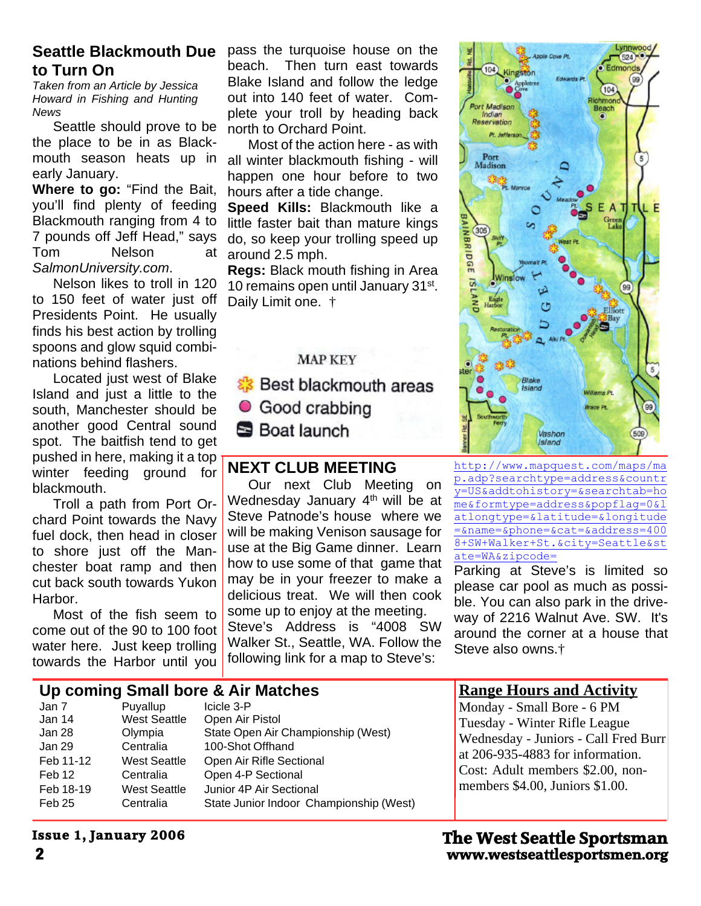## Seattle Blackmouth Due to Turn On

*Taken from an Article by Jessica Howard in Fishing and Hunting News*

Seattle should prove to be the place to be in as Blackmouth season heats up in early January.

**Where to go:** "Find the Bait, you'll find plenty of feeding Blackmouth ranging from 4 to 7 pounds off Jeff Head," says Tom Nelson at *SalmonUniversity.com*.

Nelson likes to troll in 120 to 150 feet of water just off Presidents Point. He usually finds his best action by trolling spoons and glow squid combinations behind flashers.

Located just west of Blake Island and just a little to the south, Manchester should be another good Central sound spot. The baitfish tend to get pushed in here, making it a top winter feeding ground for blackmouth.

Troll a path from Port Orchard Point towards the Navy fuel dock, then head in closer to shore just off the Manchester boat ramp and then cut back south towards Yukon Harbor.

Most of the fish seem to come out of the 90 to 100 foot water here. Just keep trolling towards the Harbor until you pass the turquoise house on the beach. Then turn east towards Blake Island and follow the ledge out into 140 feet of water. Complete your troll by heading back north to Orchard Point.

Most of the action here - as with all winter blackmouth fishing - will happen one hour before to two hours after a tide change.

**Speed Kills:** Blackmouth like a little faster bait than mature kings do, so keep your trolling speed up around 2.5 mph.

**Regs:** Black mouth fishing in Area 10 remains open until January 31st. Daily Limit one. †

MAP KEY

- Best blackmouth areas
- Good crabbing
- Boat launch

## NEXT CLUB MEETING

Our next Club Meeting on Wednesday January 4th will be at Steve Patnode's house where we will be making Venison sausage for use at the Big Game dinner. Learn how to use some of that game that may be in your freezer to make a delicious treat. We will then cook some up to enjoy at the meeting. Steve's Address is "4008 SW Walker St., Seattle, WA. Follow the following link for a map to Steve's:

http://www.mapquest.com/maps/map.adp?searchtype=address&country=US&addtohistory=&searchtab=home&formtype=address&popflag=0&latlongtype=&latitude=&longitude=&name=&phone=&cat=&address=4008+SW+Walker+St.&city=Seattle&state=WA&zipcode=

Parking at Steve's is limited so please car pool as much as possible. You can also park in the driveway of 2216 Walnut Ave. SW. It's around the corner at a house that Steve also owns.†

## Up coming Small bore & Air Matches

| | | |
|---|---|---|
| Jan 7 | Puyallup | Icicle 3-P |
| Jan 14 | West Seattle | Open Air Pistol |
| Jan 28 | Olympia | State Open Air Championship (West) |
| Jan 29 | Centralia | 100-Shot Offhand |
| Feb 11-12 | West Seattle | Open Air Rifle Sectional |
| Feb 12 | Centralia | Open 4-P Sectional |
| Feb 18-19 | West Seattle | Junior 4P Air Sectional |
| Feb 25 | Centralia | State Junior Indoor Championship (West) |

## Range Hours and Activity

Monday - Small Bore - 6 PM
Tuesday - Winter Rifle League
Wednesday - Juniors - Call Fred Burr at 206-935-4883 for information.
Cost: Adult members $2.00, non-members $4.00, Juniors $1.00.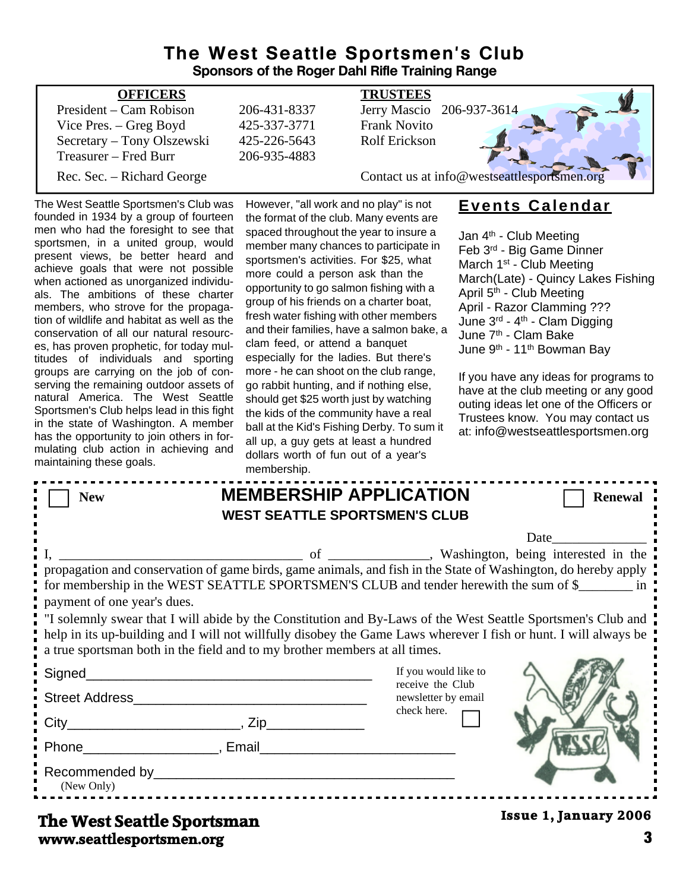# The West Seattle Sportsmen's Club

**Sponsors of the Roger Dahl Rifle Training Range**

| OFFICERS | | TRUSTEES | |
|---|---|---|---|
| President – Cam Robison | 206-431-8337 | Jerry Mascio | 206-937-3614 |
| Vice Pres. – Greg Boyd | 425-337-3771 | Frank Novito | |
| Secretary – Tony Olszewski | 425-226-5643 | Rolf Erickson | |
| Treasurer – Fred Burr | 206-935-4883 | | |
| Rec. Sec. – Richard George | | Contact us at info@westseattlesportsmen.org | |

The West Seattle Sportsmen's Club was founded in 1934 by a group of fourteen men who had the foresight to see that sportsmen, in a united group, would present views, be better heard and achieve goals that were not possible when actioned as unorganized individuals. The ambitions of these charter members, who strove for the propagation of wildlife and habitat as well as the conservation of all our natural resources, has proven prophetic, for today multitudes of individuals and sporting groups are carrying on the job of conserving the remaining outdoor assets of natural America. The West Seattle Sportsmen's Club helps lead in this fight in the state of Washington. A member has the opportunity to join others in formulating club action in achieving and maintaining these goals.

However, "all work and no play" is not the format of the club. Many events are spaced throughout the year to insure a member many chances to participate in sportsmen's activities. For $25, what more could a person ask than the opportunity to go salmon fishing with a group of his friends on a charter boat, fresh water fishing with other members and their families, have a salmon bake, a clam feed, or attend a banquet especially for the ladies. But there's more - he can shoot on the club range, go rabbit hunting, and if nothing else, should get $25 worth just by watching the kids of the community have a real ball at the Kid's Fishing Derby. To sum it all up, a guy gets at least a hundred dollars worth of fun out of a year's membership.

## Events Calendar

Jan 4th - Club Meeting
Feb 3rd - Big Game Dinner
March 1st - Club Meeting
March(Late) - Quincy Lakes Fishing
April 5th - Club Meeting
April - Razor Clamming ???
June 3rd - 4th - Clam Digging
June 7th - Clam Bake
June 9th - 11th Bowman Bay

If you have any ideas for programs to have at the club meeting or any good outing ideas let one of the Officers or Trustees know. You may contact us at: info@westseattlesportsmen.org

---

☐ New

## MEMBERSHIP APPLICATION

**WEST SEATTLE SPORTSMEN'S CLUB**

☐ Renewal

Date______________

I, ____________________________________ of _______________, Washington, being interested in the propagation and conservation of game birds, game animals, and fish in the State of Washington, do hereby apply for membership in the WEST SEATTLE SPORTSMEN'S CLUB and tender herewith the sum of $________ in payment of one year's dues.

"I solemnly swear that I will abide by the Constitution and By-Laws of the West Seattle Sportsmen's Club and help in its up-building and I will not willfully disobey the Game Laws wherever I fish or hunt. I will always be a true sportsman both in the field and to my brother members at all times.

Signed_______________________________________

Street Address________________________________

City_______________________, Zip_____________

Phone__________________, Email_________________________

Recommended by_______________________________________
(New Only)

If you would like to receive the Club newsletter by email check here. ☐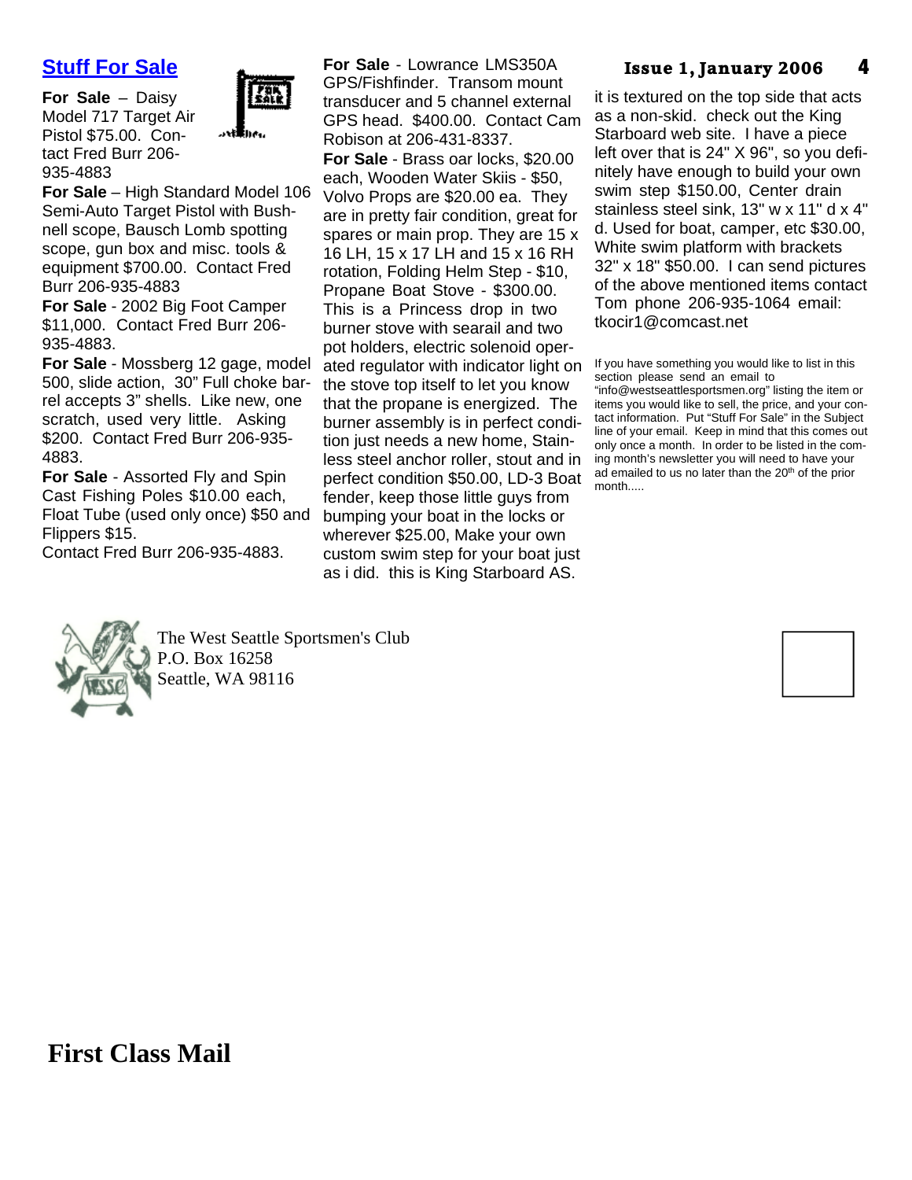## Stuff For Sale

**For Sale** – Daisy Model 717 Target Air Pistol $75.00. Contact Fred Burr 206-935-4883

**For Sale** – High Standard Model 106 Semi-Auto Target Pistol with Bushnell scope, Bausch Lomb spotting scope, gun box and misc. tools & equipment $700.00. Contact Fred Burr 206-935-4883

**For Sale** - 2002 Big Foot Camper $11,000. Contact Fred Burr 206-935-4883.

**For Sale** - Mossberg 12 gage, model 500, slide action, 30" Full choke barrel accepts 3" shells. Like new, one scratch, used very little. Asking $200. Contact Fred Burr 206-935-4883.

**For Sale** - Assorted Fly and Spin Cast Fishing Poles $10.00 each, Float Tube (used only once) $50 and Flippers $15.
Contact Fred Burr 206-935-4883.

**For Sale** - Lowrance LMS350A GPS/Fishfinder. Transom mount transducer and 5 channel external GPS head. $400.00. Contact Cam Robison at 206-431-8337.

**For Sale** - Brass oar locks, $20.00 each, Wooden Water Skiis - $50, Volvo Props are $20.00 ea. They are in pretty fair condition, great for spares or main prop. They are 15 x 16 LH, 15 x 17 LH and 15 x 16 RH rotation, Folding Helm Step - $10, Propane Boat Stove - $300.00. This is a Princess drop in two burner stove with searail and two pot holders, electric solenoid operated regulator with indicator light on the stove top itself to let you know that the propane is energized. The burner assembly is in perfect condition just needs a new home, Stainless steel anchor roller, stout and in perfect condition $50.00, LD-3 Boat fender, keep those little guys from bumping your boat in the locks or wherever $25.00, Make your own custom swim step for your boat just as i did. this is King Starboard AS. it is textured on the top side that acts as a non-skid. check out the King Starboard web site. I have a piece left over that is 24" X 96", so you definitely have enough to build your own swim step $150.00, Center drain stainless steel sink, 13" w x 11" d x 4" d. Used for boat, camper, etc $30.00, White swim platform with brackets 32" x 18" $50.00. I can send pictures of the above mentioned items contact Tom phone 206-935-1064 email: tkocir1@comcast.net

If you have something you would like to list in this section please send an email to "info@westseattlesportsmen.org" listing the item or items you would like to sell, the price, and your contact information. Put "Stuff For Sale" in the Subject line of your email. Keep in mind that this comes out only once a month. In order to be listed in the coming month's newsletter you will need to have your ad emailed to us no later than the 20th of the prior month.....

The West Seattle Sportsmen's Club
P.O. Box 16258
Seattle, WA 98116

**First Class Mail**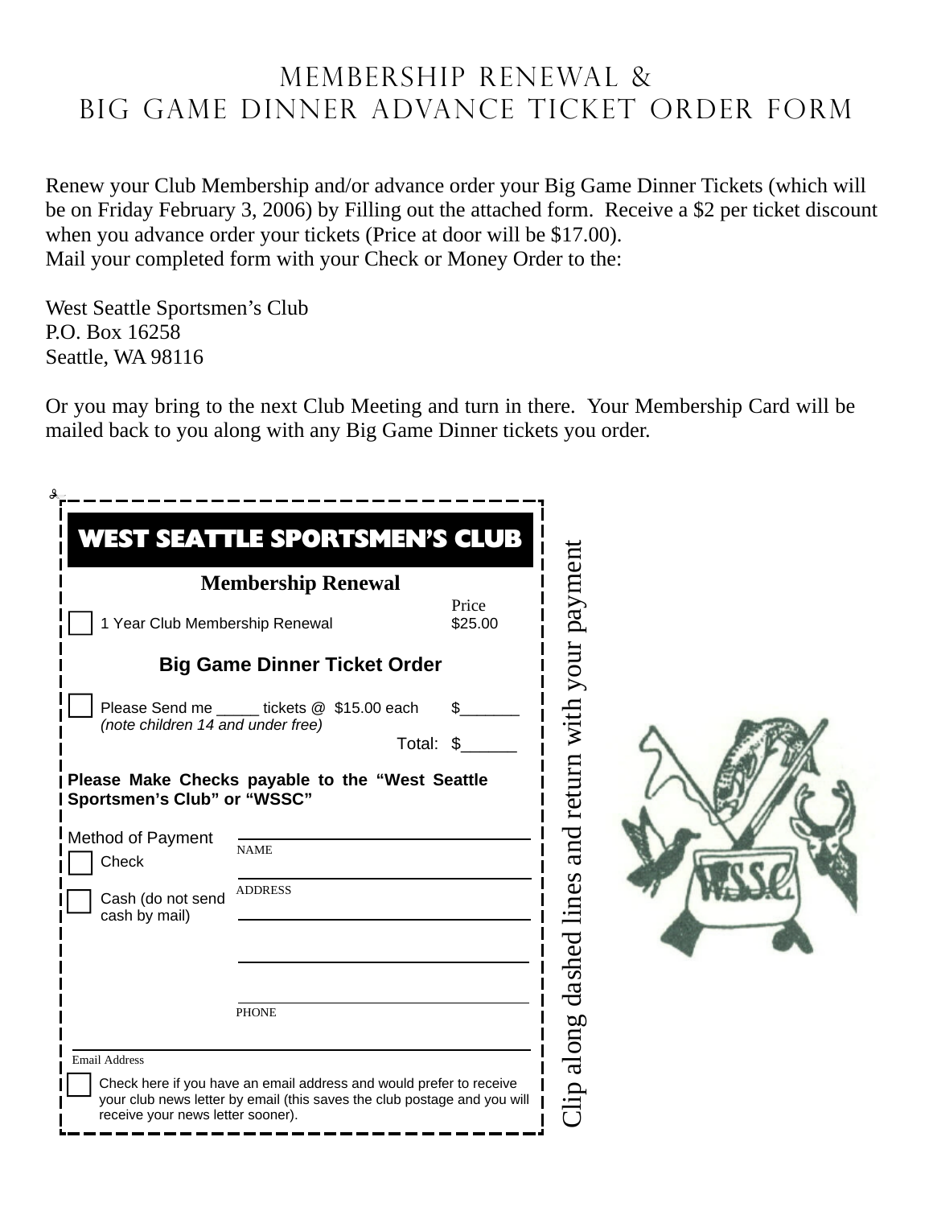# MEMBERSHIP RENEWAL &
# BIG GAME DINNER ADVANCE TICKET ORDER FORM

Renew your Club Membership and/or advance order your Big Game Dinner Tickets (which will be on Friday February 3, 2006) by Filling out the attached form. Receive a $2 per ticket discount when you advance order your tickets (Price at door will be $17.00).
Mail your completed form with your Check or Money Order to the:

West Seattle Sportsmen's Club
P.O. Box 16258
Seattle, WA 98116

Or you may bring to the next Club Meeting and turn in there. Your Membership Card will be mailed back to you along with any Big Game Dinner tickets you order.

## WEST SEATTLE SPORTSMEN'S CLUB

**Membership Renewal**

| | Price |
|---|---|
| ☐ 1 Year Club Membership Renewal | $25.00 |

**Big Game Dinner Ticket Order**

☐ Please Send me _____ tickets @ $15.00 each $_______
*(note children 14 and under free)*

Total: $______

**Please Make Checks payable to the "West Seattle Sportsmen's Club" or "WSSC"**

Method of Payment

☐ Check

☐ Cash (do not send cash by mail)

NAME ______________________

ADDRESS ______________________

______________________

______________________

PHONE ______________________

Email Address ______________________

☐ Check here if you have an email address and would prefer to receive your club news letter by email (this saves the club postage and you will receive your news letter sooner).

Clip along dashed lines and return with your payment